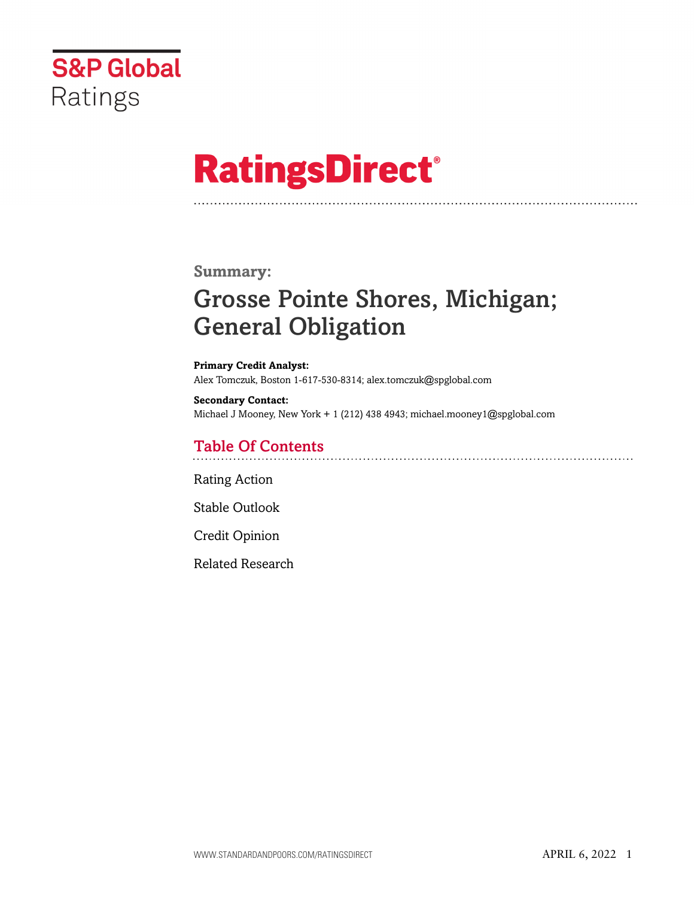S&P Global Ratings

# RatingsDirect®

**Summary:**

# Grosse Pointe Shores, Michigan; General Obligation

**Primary Credit Analyst:**
Alex Tomczuk, Boston 1-617-530-8314; alex.tomczuk@spglobal.com

**Secondary Contact:**
Michael J Mooney, New York + 1 (212) 438 4943; michael.mooney1@spglobal.com

## Table Of Contents

Rating Action

Stable Outlook

Credit Opinion

Related Research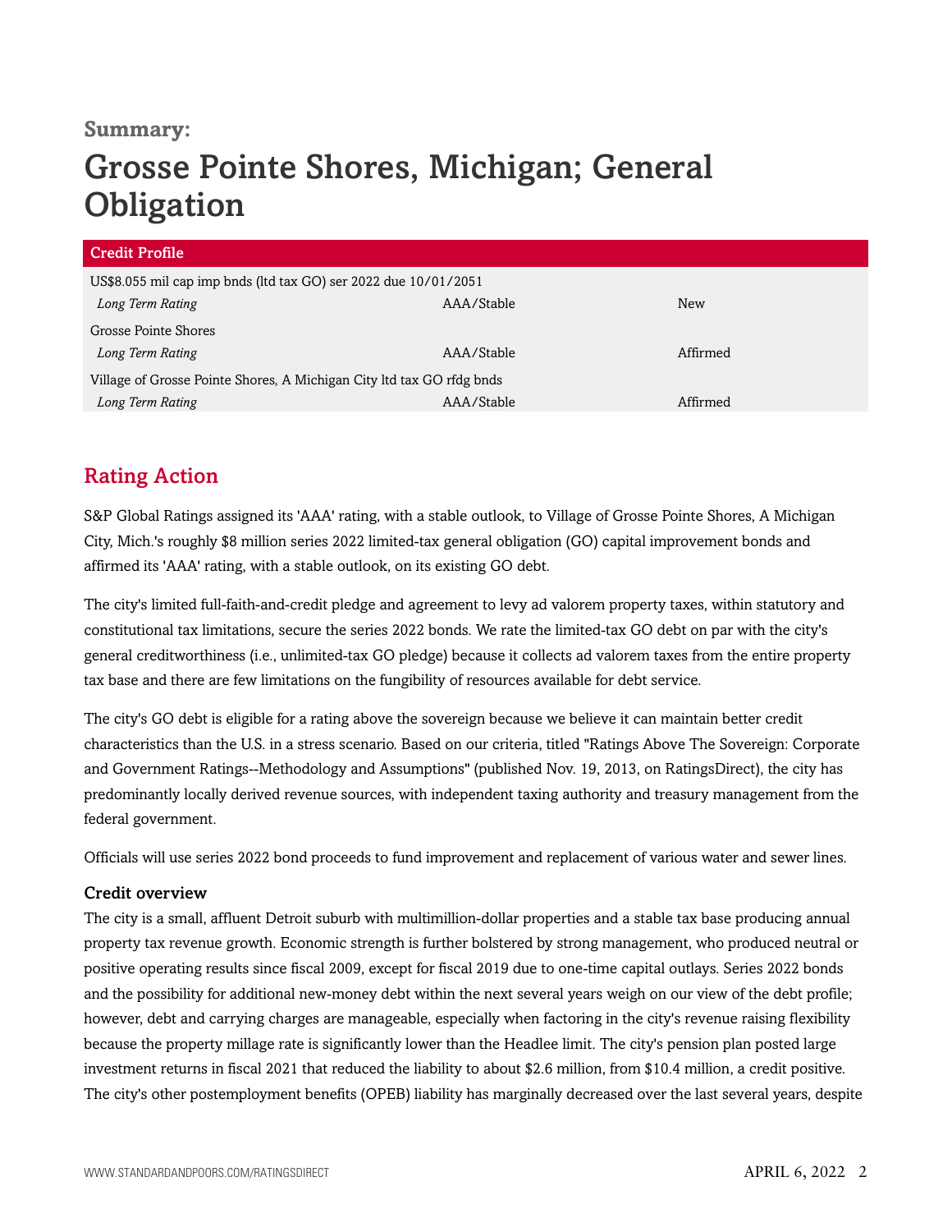**Summary:**

# Grosse Pointe Shores, Michigan; General Obligation

| Credit Profile | | |
|---|---|---|
| US$8.055 mil cap imp bnds (ltd tax GO) ser 2022 due 10/01/2051 | | |
| *Long Term Rating* | AAA/Stable | New |
| Grosse Pointe Shores | | |
| *Long Term Rating* | AAA/Stable | Affirmed |
| Village of Grosse Pointe Shores, A Michigan City ltd tax GO rfdg bnds | | |
| *Long Term Rating* | AAA/Stable | Affirmed |

## Rating Action

S&P Global Ratings assigned its 'AAA' rating, with a stable outlook, to Village of Grosse Pointe Shores, A Michigan City, Mich.'s roughly $8 million series 2022 limited-tax general obligation (GO) capital improvement bonds and affirmed its 'AAA' rating, with a stable outlook, on its existing GO debt.

The city's limited full-faith-and-credit pledge and agreement to levy ad valorem property taxes, within statutory and constitutional tax limitations, secure the series 2022 bonds. We rate the limited-tax GO debt on par with the city's general creditworthiness (i.e., unlimited-tax GO pledge) because it collects ad valorem taxes from the entire property tax base and there are few limitations on the fungibility of resources available for debt service.

The city's GO debt is eligible for a rating above the sovereign because we believe it can maintain better credit characteristics than the U.S. in a stress scenario. Based on our criteria, titled "Ratings Above The Sovereign: Corporate and Government Ratings--Methodology and Assumptions" (published Nov. 19, 2013, on RatingsDirect), the city has predominantly locally derived revenue sources, with independent taxing authority and treasury management from the federal government.

Officials will use series 2022 bond proceeds to fund improvement and replacement of various water and sewer lines.

### Credit overview

The city is a small, affluent Detroit suburb with multimillion-dollar properties and a stable tax base producing annual property tax revenue growth. Economic strength is further bolstered by strong management, who produced neutral or positive operating results since fiscal 2009, except for fiscal 2019 due to one-time capital outlays. Series 2022 bonds and the possibility for additional new-money debt within the next several years weigh on our view of the debt profile; however, debt and carrying charges are manageable, especially when factoring in the city's revenue raising flexibility because the property millage rate is significantly lower than the Headlee limit. The city's pension plan posted large investment returns in fiscal 2021 that reduced the liability to about $2.6 million, from $10.4 million, a credit positive. The city's other postemployment benefits (OPEB) liability has marginally decreased over the last several years, despite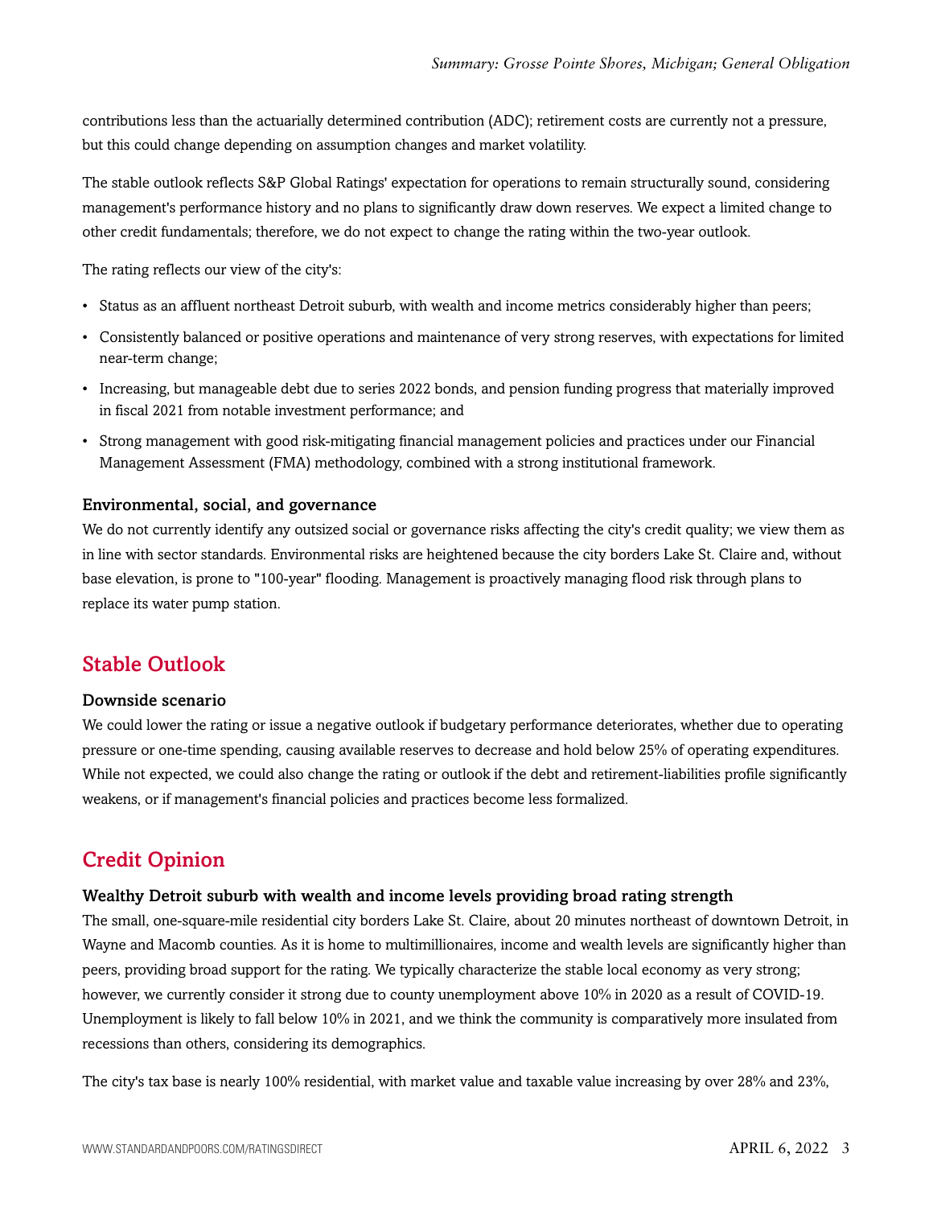contributions less than the actuarially determined contribution (ADC); retirement costs are currently not a pressure, but this could change depending on assumption changes and market volatility.

The stable outlook reflects S&P Global Ratings' expectation for operations to remain structurally sound, considering management's performance history and no plans to significantly draw down reserves. We expect a limited change to other credit fundamentals; therefore, we do not expect to change the rating within the two-year outlook.

The rating reflects our view of the city's:

- Status as an affluent northeast Detroit suburb, with wealth and income metrics considerably higher than peers;
- Consistently balanced or positive operations and maintenance of very strong reserves, with expectations for limited near-term change;
- Increasing, but manageable debt due to series 2022 bonds, and pension funding progress that materially improved in fiscal 2021 from notable investment performance; and
- Strong management with good risk-mitigating financial management policies and practices under our Financial Management Assessment (FMA) methodology, combined with a strong institutional framework.

### Environmental, social, and governance

We do not currently identify any outsized social or governance risks affecting the city's credit quality; we view them as in line with sector standards. Environmental risks are heightened because the city borders Lake St. Claire and, without base elevation, is prone to "100-year" flooding. Management is proactively managing flood risk through plans to replace its water pump station.

## Stable Outlook

### Downside scenario

We could lower the rating or issue a negative outlook if budgetary performance deteriorates, whether due to operating pressure or one-time spending, causing available reserves to decrease and hold below 25% of operating expenditures. While not expected, we could also change the rating or outlook if the debt and retirement-liabilities profile significantly weakens, or if management's financial policies and practices become less formalized.

## Credit Opinion

### Wealthy Detroit suburb with wealth and income levels providing broad rating strength

The small, one-square-mile residential city borders Lake St. Claire, about 20 minutes northeast of downtown Detroit, in Wayne and Macomb counties. As it is home to multimillionaires, income and wealth levels are significantly higher than peers, providing broad support for the rating. We typically characterize the stable local economy as very strong; however, we currently consider it strong due to county unemployment above 10% in 2020 as a result of COVID-19. Unemployment is likely to fall below 10% in 2021, and we think the community is comparatively more insulated from recessions than others, considering its demographics.

The city's tax base is nearly 100% residential, with market value and taxable value increasing by over 28% and 23%,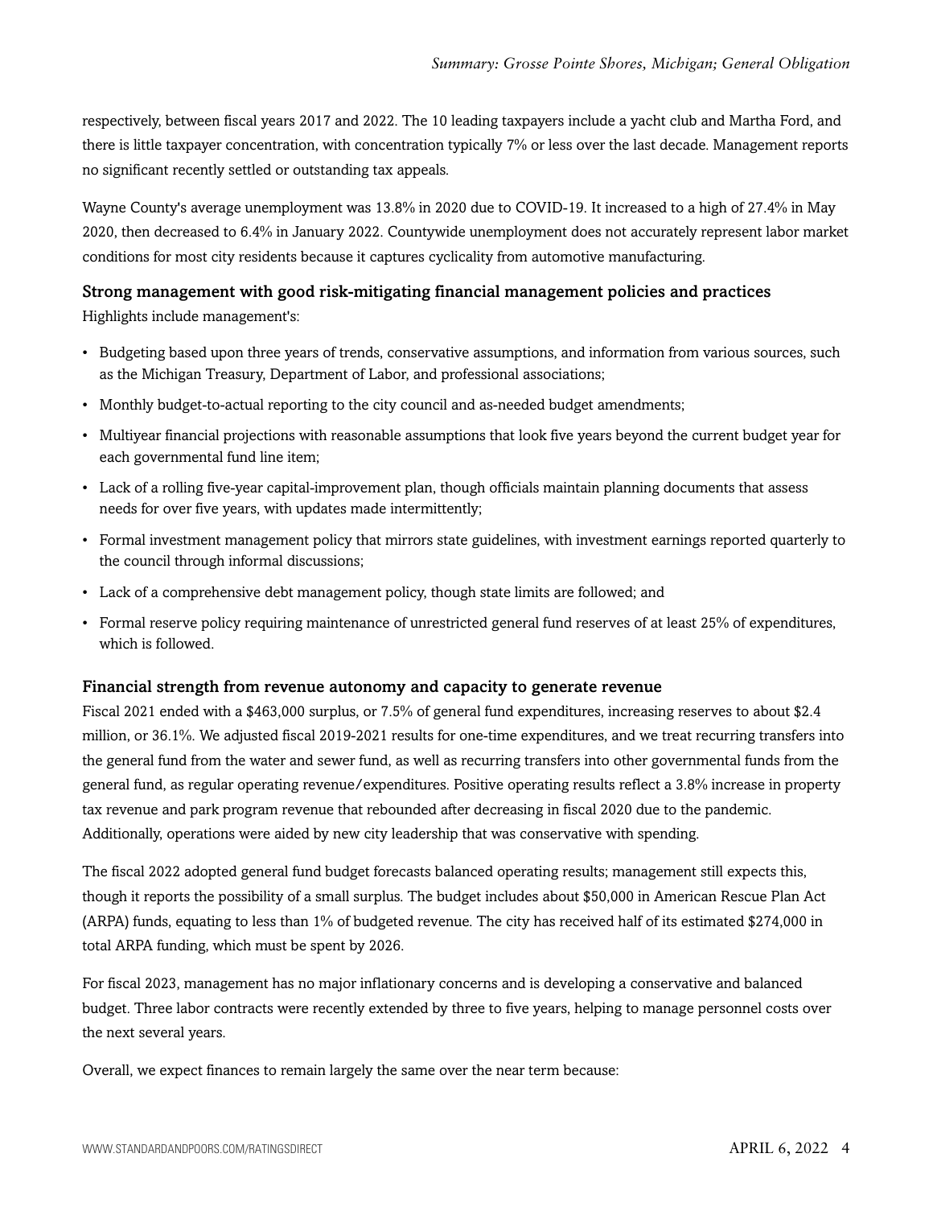respectively, between fiscal years 2017 and 2022. The 10 leading taxpayers include a yacht club and Martha Ford, and there is little taxpayer concentration, with concentration typically 7% or less over the last decade. Management reports no significant recently settled or outstanding tax appeals.

Wayne County's average unemployment was 13.8% in 2020 due to COVID-19. It increased to a high of 27.4% in May 2020, then decreased to 6.4% in January 2022. Countywide unemployment does not accurately represent labor market conditions for most city residents because it captures cyclicality from automotive manufacturing.

### Strong management with good risk-mitigating financial management policies and practices

Highlights include management's:

- Budgeting based upon three years of trends, conservative assumptions, and information from various sources, such as the Michigan Treasury, Department of Labor, and professional associations;
- Monthly budget-to-actual reporting to the city council and as-needed budget amendments;
- Multiyear financial projections with reasonable assumptions that look five years beyond the current budget year for each governmental fund line item;
- Lack of a rolling five-year capital-improvement plan, though officials maintain planning documents that assess needs for over five years, with updates made intermittently;
- Formal investment management policy that mirrors state guidelines, with investment earnings reported quarterly to the council through informal discussions;
- Lack of a comprehensive debt management policy, though state limits are followed; and
- Formal reserve policy requiring maintenance of unrestricted general fund reserves of at least 25% of expenditures, which is followed.

### Financial strength from revenue autonomy and capacity to generate revenue

Fiscal 2021 ended with a $463,000 surplus, or 7.5% of general fund expenditures, increasing reserves to about $2.4 million, or 36.1%. We adjusted fiscal 2019-2021 results for one-time expenditures, and we treat recurring transfers into the general fund from the water and sewer fund, as well as recurring transfers into other governmental funds from the general fund, as regular operating revenue/expenditures. Positive operating results reflect a 3.8% increase in property tax revenue and park program revenue that rebounded after decreasing in fiscal 2020 due to the pandemic. Additionally, operations were aided by new city leadership that was conservative with spending.

The fiscal 2022 adopted general fund budget forecasts balanced operating results; management still expects this, though it reports the possibility of a small surplus. The budget includes about $50,000 in American Rescue Plan Act (ARPA) funds, equating to less than 1% of budgeted revenue. The city has received half of its estimated $274,000 in total ARPA funding, which must be spent by 2026.

For fiscal 2023, management has no major inflationary concerns and is developing a conservative and balanced budget. Three labor contracts were recently extended by three to five years, helping to manage personnel costs over the next several years.

Overall, we expect finances to remain largely the same over the near term because: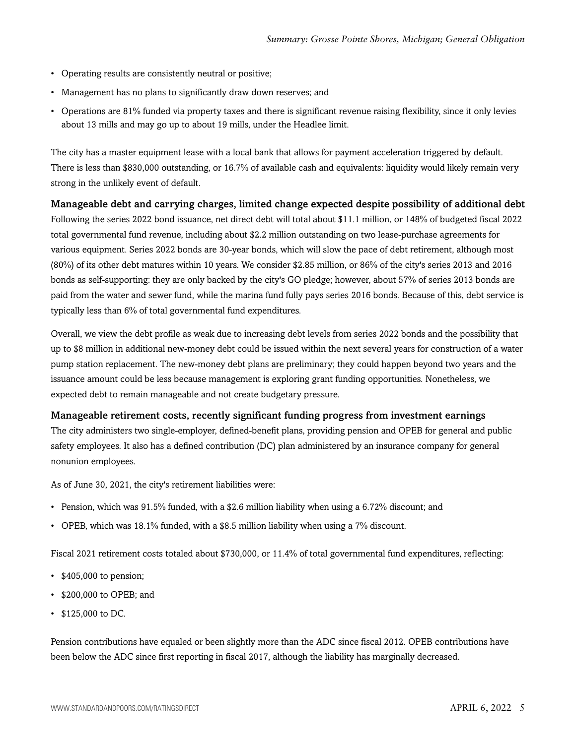- Operating results are consistently neutral or positive;
- Management has no plans to significantly draw down reserves; and
- Operations are 81% funded via property taxes and there is significant revenue raising flexibility, since it only levies about 13 mills and may go up to about 19 mills, under the Headlee limit.

The city has a master equipment lease with a local bank that allows for payment acceleration triggered by default. There is less than $830,000 outstanding, or 16.7% of available cash and equivalents: liquidity would likely remain very strong in the unlikely event of default.

### Manageable debt and carrying charges, limited change expected despite possibility of additional debt

Following the series 2022 bond issuance, net direct debt will total about $11.1 million, or 148% of budgeted fiscal 2022 total governmental fund revenue, including about $2.2 million outstanding on two lease-purchase agreements for various equipment. Series 2022 bonds are 30-year bonds, which will slow the pace of debt retirement, although most (80%) of its other debt matures within 10 years. We consider $2.85 million, or 86% of the city's series 2013 and 2016 bonds as self-supporting: they are only backed by the city's GO pledge; however, about 57% of series 2013 bonds are paid from the water and sewer fund, while the marina fund fully pays series 2016 bonds. Because of this, debt service is typically less than 6% of total governmental fund expenditures.

Overall, we view the debt profile as weak due to increasing debt levels from series 2022 bonds and the possibility that up to $8 million in additional new-money debt could be issued within the next several years for construction of a water pump station replacement. The new-money debt plans are preliminary; they could happen beyond two years and the issuance amount could be less because management is exploring grant funding opportunities. Nonetheless, we expected debt to remain manageable and not create budgetary pressure.

### Manageable retirement costs, recently significant funding progress from investment earnings

The city administers two single-employer, defined-benefit plans, providing pension and OPEB for general and public safety employees. It also has a defined contribution (DC) plan administered by an insurance company for general nonunion employees.

As of June 30, 2021, the city's retirement liabilities were:

- Pension, which was 91.5% funded, with a $2.6 million liability when using a 6.72% discount; and
- OPEB, which was 18.1% funded, with a $8.5 million liability when using a 7% discount.

Fiscal 2021 retirement costs totaled about $730,000, or 11.4% of total governmental fund expenditures, reflecting:

- $405,000 to pension;
- $200,000 to OPEB; and
- $125,000 to DC.

Pension contributions have equaled or been slightly more than the ADC since fiscal 2012. OPEB contributions have been below the ADC since first reporting in fiscal 2017, although the liability has marginally decreased.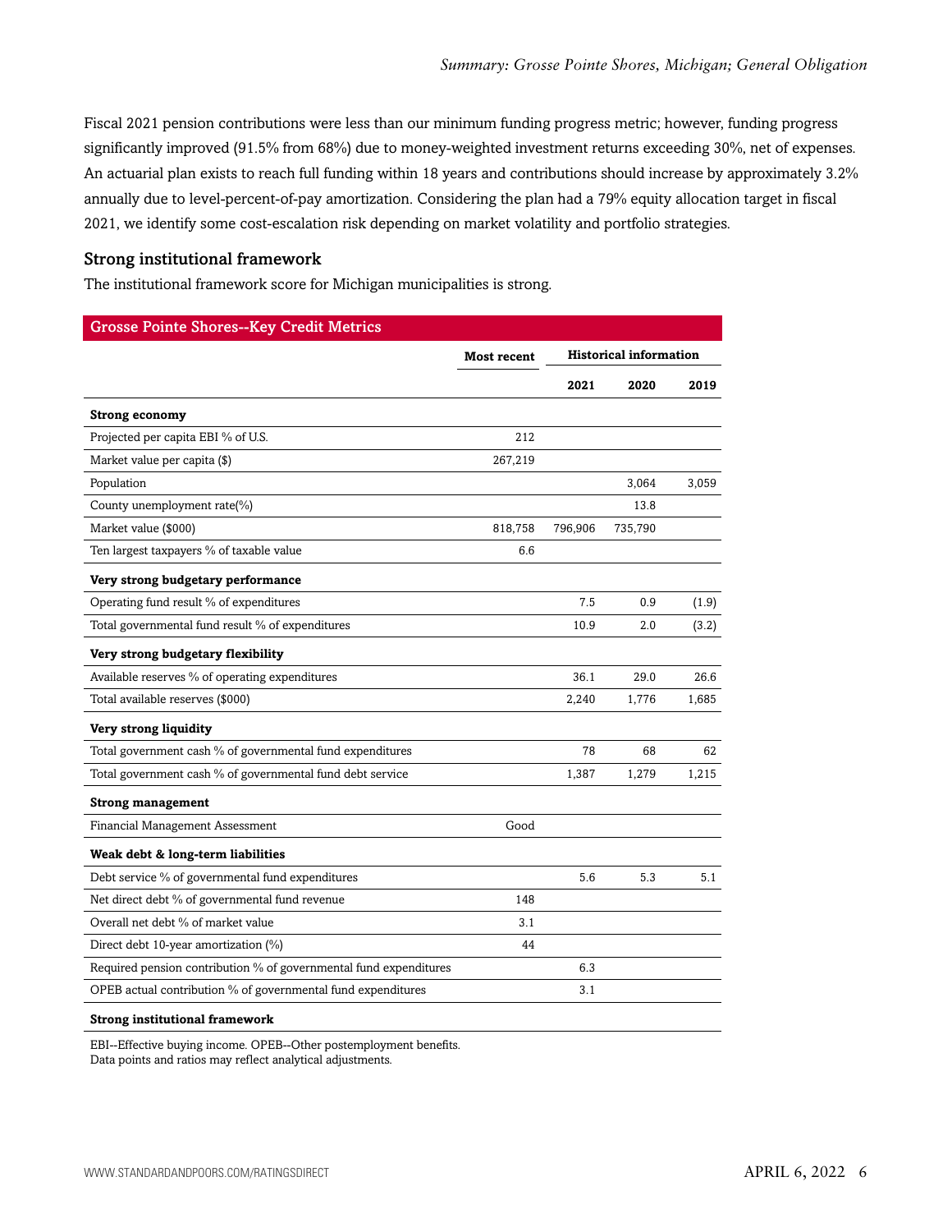Fiscal 2021 pension contributions were less than our minimum funding progress metric; however, funding progress significantly improved (91.5% from 68%) due to money-weighted investment returns exceeding 30%, net of expenses. An actuarial plan exists to reach full funding within 18 years and contributions should increase by approximately 3.2% annually due to level-percent-of-pay amortization. Considering the plan had a 79% equity allocation target in fiscal 2021, we identify some cost-escalation risk depending on market volatility and portfolio strategies.

### Strong institutional framework

The institutional framework score for Michigan municipalities is strong.

**Grosse Pointe Shores--Key Credit Metrics**

| | Most recent | Historical information | | |
|---|---|---|---|---|
| | | 2021 | 2020 | 2019 |
| **Strong economy** | | | | |
| Projected per capita EBI % of U.S. | 212 | | | |
| Market value per capita ($) | 267,219 | | | |
| Population | | | 3,064 | 3,059 |
| County unemployment rate(%) | | | 13.8 | |
| Market value ($000) | 818,758 | 796,906 | 735,790 | |
| Ten largest taxpayers % of taxable value | 6.6 | | | |
| **Very strong budgetary performance** | | | | |
| Operating fund result % of expenditures | | 7.5 | 0.9 | (1.9) |
| Total governmental fund result % of expenditures | | 10.9 | 2.0 | (3.2) |
| **Very strong budgetary flexibility** | | | | |
| Available reserves % of operating expenditures | | 36.1 | 29.0 | 26.6 |
| Total available reserves ($000) | | 2,240 | 1,776 | 1,685 |
| **Very strong liquidity** | | | | |
| Total government cash % of governmental fund expenditures | | 78 | 68 | 62 |
| Total government cash % of governmental fund debt service | | 1,387 | 1,279 | 1,215 |
| **Strong management** | | | | |
| Financial Management Assessment | Good | | | |
| **Weak debt & long-term liabilities** | | | | |
| Debt service % of governmental fund expenditures | | 5.6 | 5.3 | 5.1 |
| Net direct debt % of governmental fund revenue | 148 | | | |
| Overall net debt % of market value | 3.1 | | | |
| Direct debt 10-year amortization (%) | 44 | | | |
| Required pension contribution % of governmental fund expenditures | | 6.3 | | |
| OPEB actual contribution % of governmental fund expenditures | | 3.1 | | |
| **Strong institutional framework** | | | | |

EBI--Effective buying income. OPEB--Other postemployment benefits.
Data points and ratios may reflect analytical adjustments.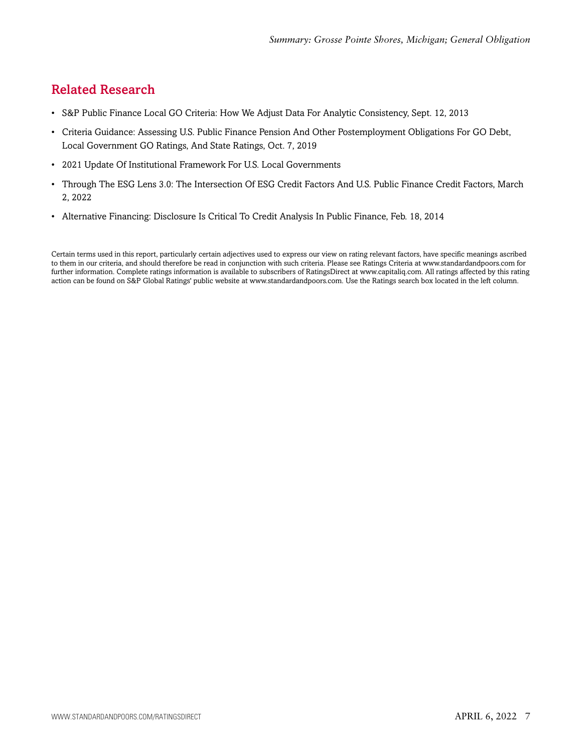## Related Research

- S&P Public Finance Local GO Criteria: How We Adjust Data For Analytic Consistency, Sept. 12, 2013
- Criteria Guidance: Assessing U.S. Public Finance Pension And Other Postemployment Obligations For GO Debt, Local Government GO Ratings, And State Ratings, Oct. 7, 2019
- 2021 Update Of Institutional Framework For U.S. Local Governments
- Through The ESG Lens 3.0: The Intersection Of ESG Credit Factors And U.S. Public Finance Credit Factors, March 2, 2022
- Alternative Financing: Disclosure Is Critical To Credit Analysis In Public Finance, Feb. 18, 2014

Certain terms used in this report, particularly certain adjectives used to express our view on rating relevant factors, have specific meanings ascribed to them in our criteria, and should therefore be read in conjunction with such criteria. Please see Ratings Criteria at www.standardandpoors.com for further information. Complete ratings information is available to subscribers of RatingsDirect at www.capitaliq.com. All ratings affected by this rating action can be found on S&P Global Ratings' public website at www.standardandpoors.com. Use the Ratings search box located in the left column.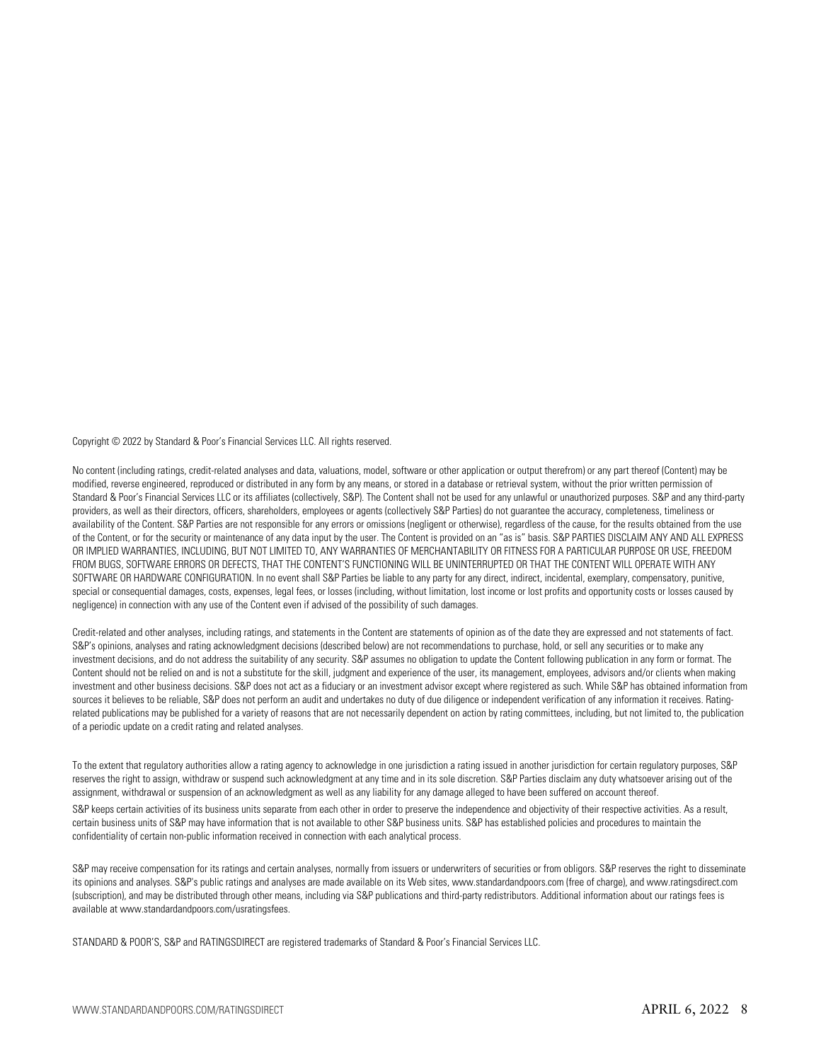Copyright © 2022 by Standard & Poor's Financial Services LLC. All rights reserved.

No content (including ratings, credit-related analyses and data, valuations, model, software or other application or output therefrom) or any part thereof (Content) may be modified, reverse engineered, reproduced or distributed in any form by any means, or stored in a database or retrieval system, without the prior written permission of Standard & Poor's Financial Services LLC or its affiliates (collectively, S&P). The Content shall not be used for any unlawful or unauthorized purposes. S&P and any third-party providers, as well as their directors, officers, shareholders, employees or agents (collectively S&P Parties) do not guarantee the accuracy, completeness, timeliness or availability of the Content. S&P Parties are not responsible for any errors or omissions (negligent or otherwise), regardless of the cause, for the results obtained from the use of the Content, or for the security or maintenance of any data input by the user. The Content is provided on an "as is" basis. S&P PARTIES DISCLAIM ANY AND ALL EXPRESS OR IMPLIED WARRANTIES, INCLUDING, BUT NOT LIMITED TO, ANY WARRANTIES OF MERCHANTABILITY OR FITNESS FOR A PARTICULAR PURPOSE OR USE, FREEDOM FROM BUGS, SOFTWARE ERRORS OR DEFECTS, THAT THE CONTENT'S FUNCTIONING WILL BE UNINTERRUPTED OR THAT THE CONTENT WILL OPERATE WITH ANY SOFTWARE OR HARDWARE CONFIGURATION. In no event shall S&P Parties be liable to any party for any direct, indirect, incidental, exemplary, compensatory, punitive, special or consequential damages, costs, expenses, legal fees, or losses (including, without limitation, lost income or lost profits and opportunity costs or losses caused by negligence) in connection with any use of the Content even if advised of the possibility of such damages.

Credit-related and other analyses, including ratings, and statements in the Content are statements of opinion as of the date they are expressed and not statements of fact. S&P's opinions, analyses and rating acknowledgment decisions (described below) are not recommendations to purchase, hold, or sell any securities or to make any investment decisions, and do not address the suitability of any security. S&P assumes no obligation to update the Content following publication in any form or format. The Content should not be relied on and is not a substitute for the skill, judgment and experience of the user, its management, employees, advisors and/or clients when making investment and other business decisions. S&P does not act as a fiduciary or an investment advisor except where registered as such. While S&P has obtained information from sources it believes to be reliable, S&P does not perform an audit and undertakes no duty of due diligence or independent verification of any information it receives. Rating-related publications may be published for a variety of reasons that are not necessarily dependent on action by rating committees, including, but not limited to, the publication of a periodic update on a credit rating and related analyses.

To the extent that regulatory authorities allow a rating agency to acknowledge in one jurisdiction a rating issued in another jurisdiction for certain regulatory purposes, S&P reserves the right to assign, withdraw or suspend such acknowledgment at any time and in its sole discretion. S&P Parties disclaim any duty whatsoever arising out of the assignment, withdrawal or suspension of an acknowledgment as well as any liability for any damage alleged to have been suffered on account thereof.

S&P keeps certain activities of its business units separate from each other in order to preserve the independence and objectivity of their respective activities. As a result, certain business units of S&P may have information that is not available to other S&P business units. S&P has established policies and procedures to maintain the confidentiality of certain non-public information received in connection with each analytical process.

S&P may receive compensation for its ratings and certain analyses, normally from issuers or underwriters of securities or from obligors. S&P reserves the right to disseminate its opinions and analyses. S&P's public ratings and analyses are made available on its Web sites, www.standardandpoors.com (free of charge), and www.ratingsdirect.com (subscription), and may be distributed through other means, including via S&P publications and third-party redistributors. Additional information about our ratings fees is available at www.standardandpoors.com/usratingsfees.

STANDARD & POOR'S, S&P and RATINGSDIRECT are registered trademarks of Standard & Poor's Financial Services LLC.